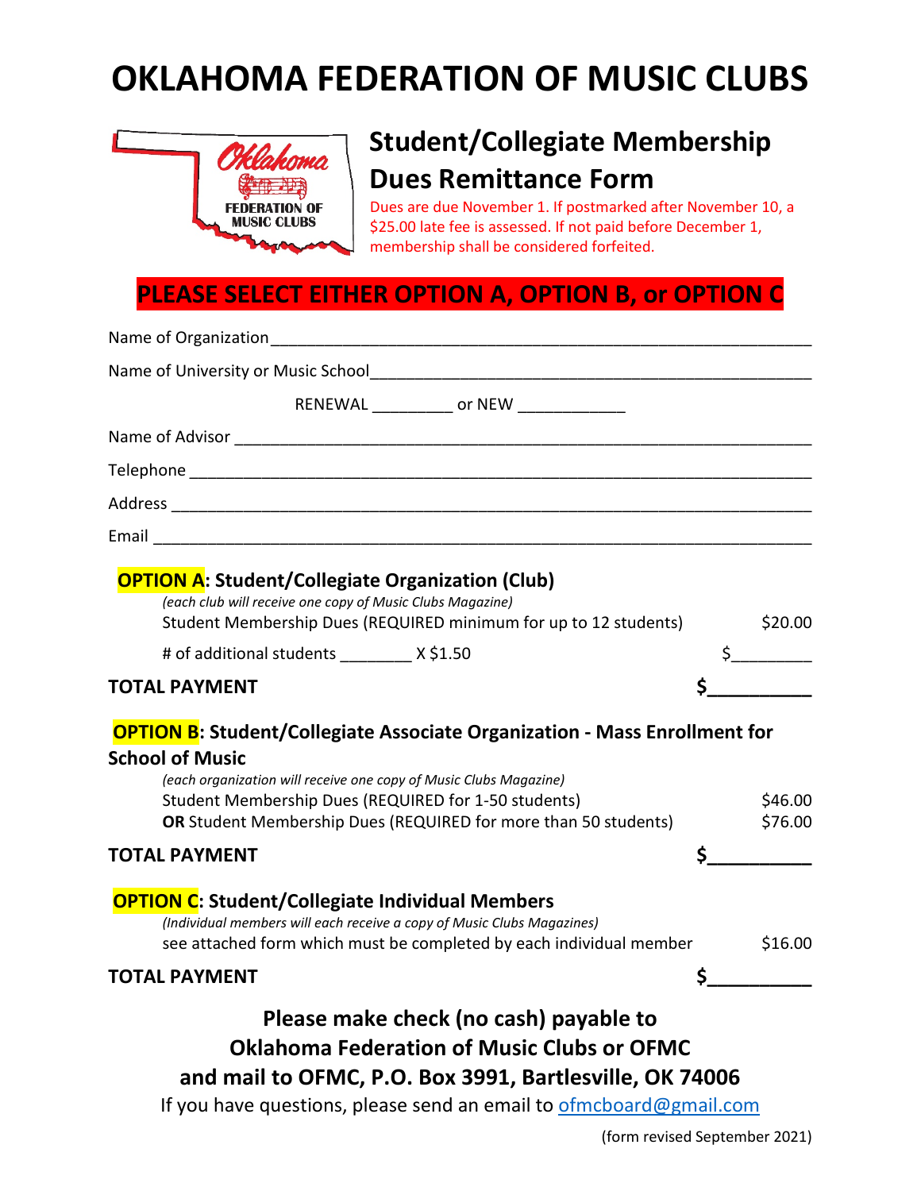# OKLAHOMA FEDERATION OF MUSIC CLUBS

## Student/Collegiate Membership Dues Remittance Form

Dues are due November 1. If postmarked after November 10, a $25.00 late fee is assessed. If not paid before December 1, membership shall be considered forfeited.

**PLEASE SELECT EITHER OPTION A, OPTION B, or OPTION C**

Name of Organization_______________________________________________

Name of University or Music School__________________________________

RENEWAL _________ or NEW ____________

Name of Advisor ___________________________________________________

Telephone ________________________________________________________

Address __________________________________________________________

Email ____________________________________________________________

### OPTION A: Student/Collegiate Organization (Club)

*(each club will receive one copy of Music Clubs Magazine)*

Student Membership Dues (REQUIRED minimum for up to 12 students) $20.00

# of additional students ________ X $1.50 $_________

**TOTAL PAYMENT $__________**

### OPTION B: Student/Collegiate Associate Organization - Mass Enrollment for School of Music

*(each organization will receive one copy of Music Clubs Magazine)*

Student Membership Dues (REQUIRED for 1-50 students) $46.00

**OR** Student Membership Dues (REQUIRED for more than 50 students) $76.00

**TOTAL PAYMENT $__________**

### OPTION C: Student/Collegiate Individual Members

*(Individual members will each receive a copy of Music Clubs Magazines)*

see attached form which must be completed by each individual member $16.00

**TOTAL PAYMENT $__________**

**Please make check (no cash) payable to Oklahoma Federation of Music Clubs or OFMC and mail to OFMC, P.O. Box 3991, Bartlesville, OK 74006**

If you have questions, please send an email to ofmcboard@gmail.com

(form revised September 2021)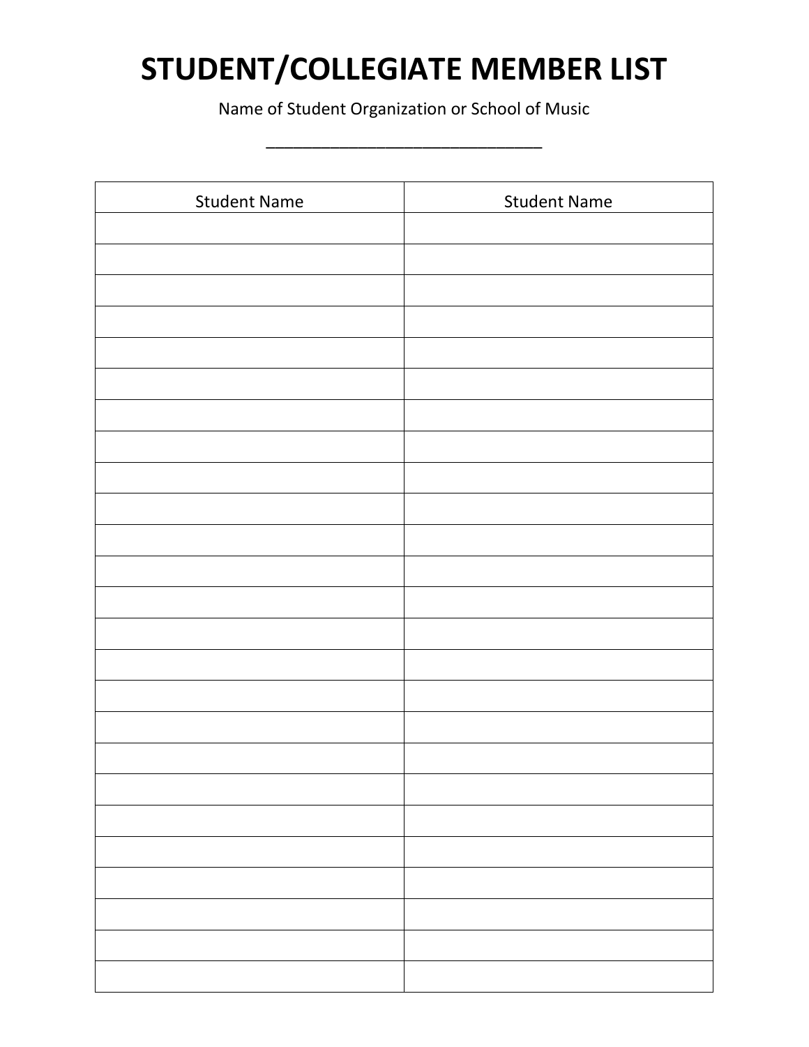# STUDENT/COLLEGIATE MEMBER LIST

Name of Student Organization or School of Music

_______________________________

| Student Name | Student Name |
|---|---|
| | |
| | |
| | |
| | |
| | |
| | |
| | |
| | |
| | |
| | |
| | |
| | |
| | |
| | |
| | |
| | |
| | |
| | |
| | |
| | |
| | |
| | |
| | |
| | |
| | |